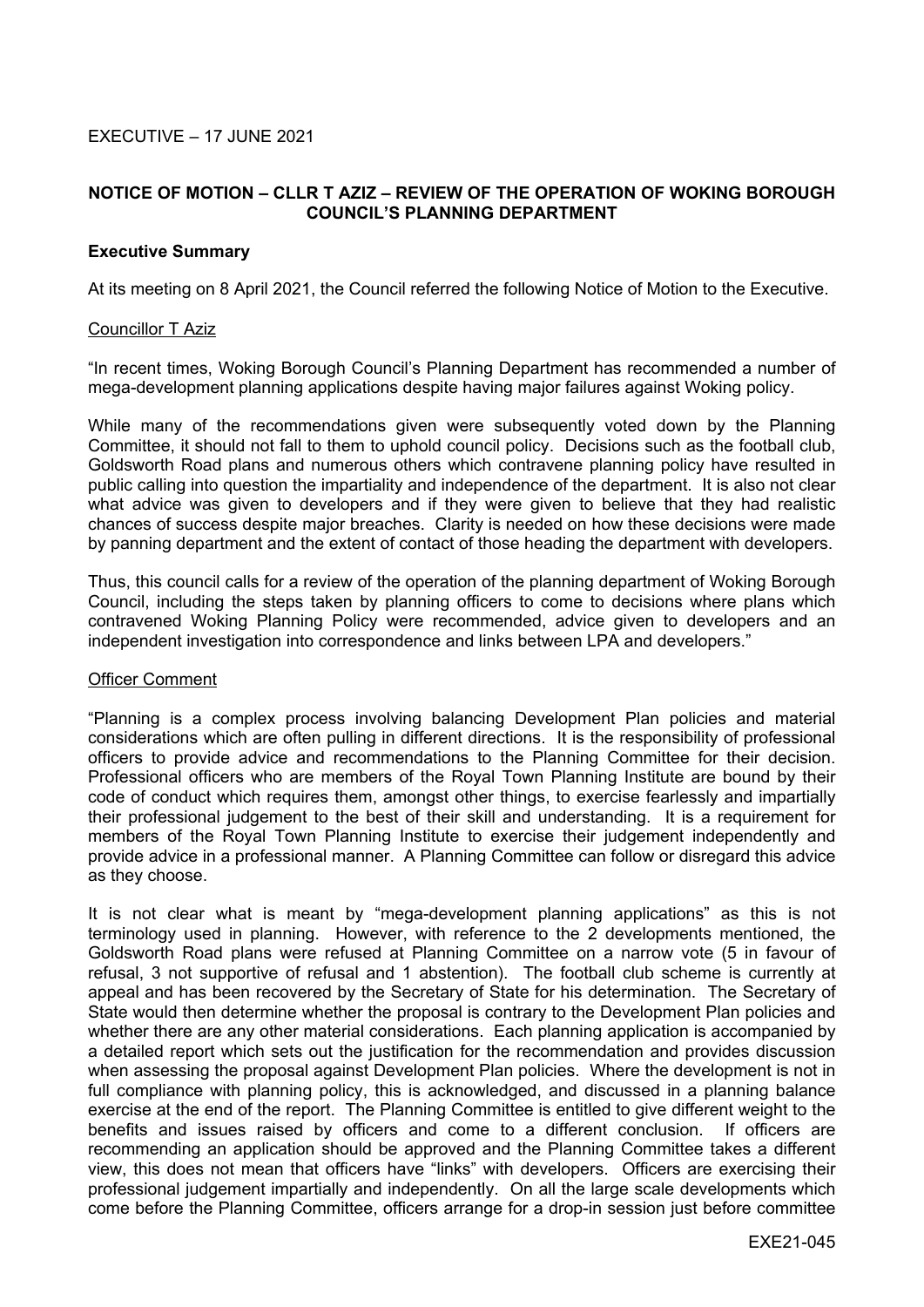EXECUTIVE – 17 JUNE 2021

## NOTICE OF MOTION – CLLR T AZIZ – REVIEW OF THE OPERATION OF WOKING BOROUGH COUNCIL'S PLANNING DEPARTMENT

### Executive Summary

At its meeting on 8 April 2021, the Council referred the following Notice of Motion to the Executive.

Councillor T Aziz

"In recent times, Woking Borough Council's Planning Department has recommended a number of mega-development planning applications despite having major failures against Woking policy.

While many of the recommendations given were subsequently voted down by the Planning Committee, it should not fall to them to uphold council policy. Decisions such as the football club, Goldsworth Road plans and numerous others which contravene planning policy have resulted in public calling into question the impartiality and independence of the department. It is also not clear what advice was given to developers and if they were given to believe that they had realistic chances of success despite major breaches. Clarity is needed on how these decisions were made by panning department and the extent of contact of those heading the department with developers.

Thus, this council calls for a review of the operation of the planning department of Woking Borough Council, including the steps taken by planning officers to come to decisions where plans which contravened Woking Planning Policy were recommended, advice given to developers and an independent investigation into correspondence and links between LPA and developers."

Officer Comment

"Planning is a complex process involving balancing Development Plan policies and material considerations which are often pulling in different directions. It is the responsibility of professional officers to provide advice and recommendations to the Planning Committee for their decision. Professional officers who are members of the Royal Town Planning Institute are bound by their code of conduct which requires them, amongst other things, to exercise fearlessly and impartially their professional judgement to the best of their skill and understanding. It is a requirement for members of the Royal Town Planning Institute to exercise their judgement independently and provide advice in a professional manner. A Planning Committee can follow or disregard this advice as they choose.

It is not clear what is meant by "mega-development planning applications" as this is not terminology used in planning. However, with reference to the 2 developments mentioned, the Goldsworth Road plans were refused at Planning Committee on a narrow vote (5 in favour of refusal, 3 not supportive of refusal and 1 abstention). The football club scheme is currently at appeal and has been recovered by the Secretary of State for his determination. The Secretary of State would then determine whether the proposal is contrary to the Development Plan policies and whether there are any other material considerations. Each planning application is accompanied by a detailed report which sets out the justification for the recommendation and provides discussion when assessing the proposal against Development Plan policies. Where the development is not in full compliance with planning policy, this is acknowledged, and discussed in a planning balance exercise at the end of the report. The Planning Committee is entitled to give different weight to the benefits and issues raised by officers and come to a different conclusion. If officers are recommending an application should be approved and the Planning Committee takes a different view, this does not mean that officers have "links" with developers. Officers are exercising their professional judgement impartially and independently. On all the large scale developments which come before the Planning Committee, officers arrange for a drop-in session just before committee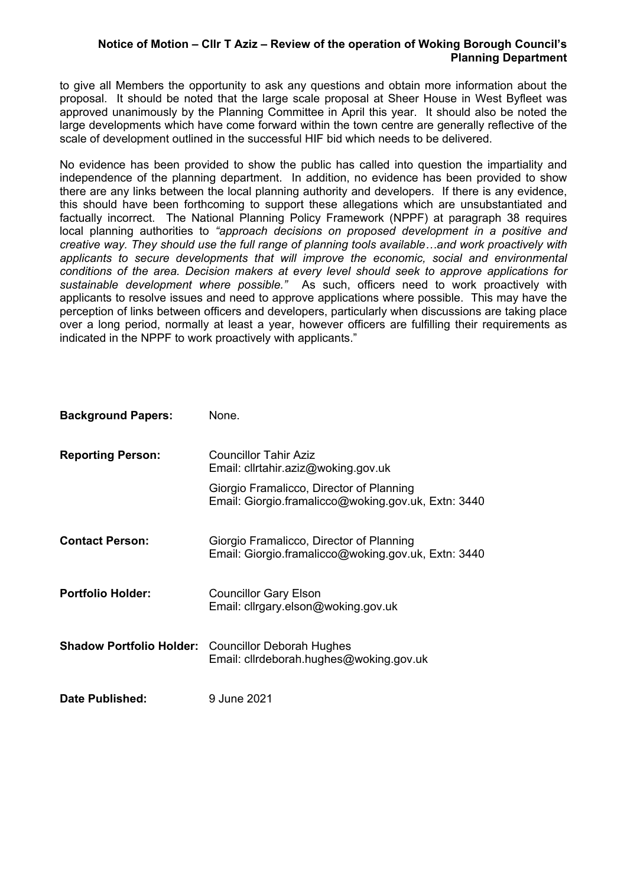to give all Members the opportunity to ask any questions and obtain more information about the proposal. It should be noted that the large scale proposal at Sheer House in West Byfleet was approved unanimously by the Planning Committee in April this year. It should also be noted the large developments which have come forward within the town centre are generally reflective of the scale of development outlined in the successful HIF bid which needs to be delivered.

No evidence has been provided to show the public has called into question the impartiality and independence of the planning department. In addition, no evidence has been provided to show there are any links between the local planning authority and developers. If there is any evidence, this should have been forthcoming to support these allegations which are unsubstantiated and factually incorrect. The National Planning Policy Framework (NPPF) at paragraph 38 requires local planning authorities to *"approach decisions on proposed development in a positive and creative way. They should use the full range of planning tools available…and work proactively with applicants to secure developments that will improve the economic, social and environmental conditions of the area. Decision makers at every level should seek to approve applications for sustainable development where possible."* As such, officers need to work proactively with applicants to resolve issues and need to approve applications where possible. This may have the perception of links between officers and developers, particularly when discussions are taking place over a long period, normally at least a year, however officers are fulfilling their requirements as indicated in the NPPF to work proactively with applicants."

| | |
|---|---|
| **Background Papers:** | None. |
| **Reporting Person:** | Councillor Tahir Aziz<br>Email: cllrtahir.aziz@woking.gov.uk<br><br>Giorgio Framalicco, Director of Planning<br>Email: Giorgio.framalicco@woking.gov.uk, Extn: 3440 |
| **Contact Person:** | Giorgio Framalicco, Director of Planning<br>Email: Giorgio.framalicco@woking.gov.uk, Extn: 3440 |
| **Portfolio Holder:** | Councillor Gary Elson<br>Email: cllrgary.elson@woking.gov.uk |
| **Shadow Portfolio Holder:** | Councillor Deborah Hughes<br>Email: cllrdeborah.hughes@woking.gov.uk |
| **Date Published:** | 9 June 2021 |